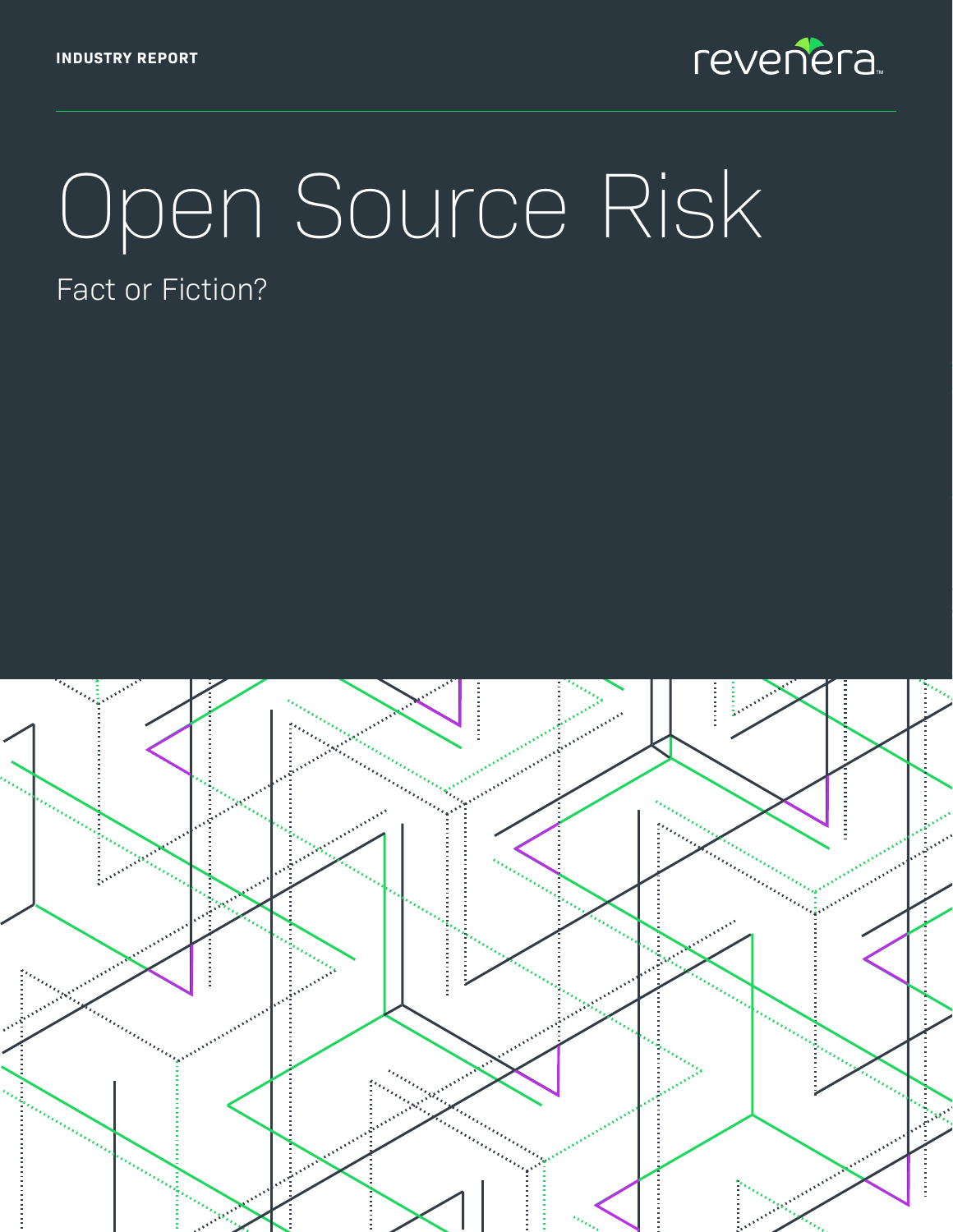INDUSTRY REPORT

revenera

# Open Source Risk

Fact or Fiction?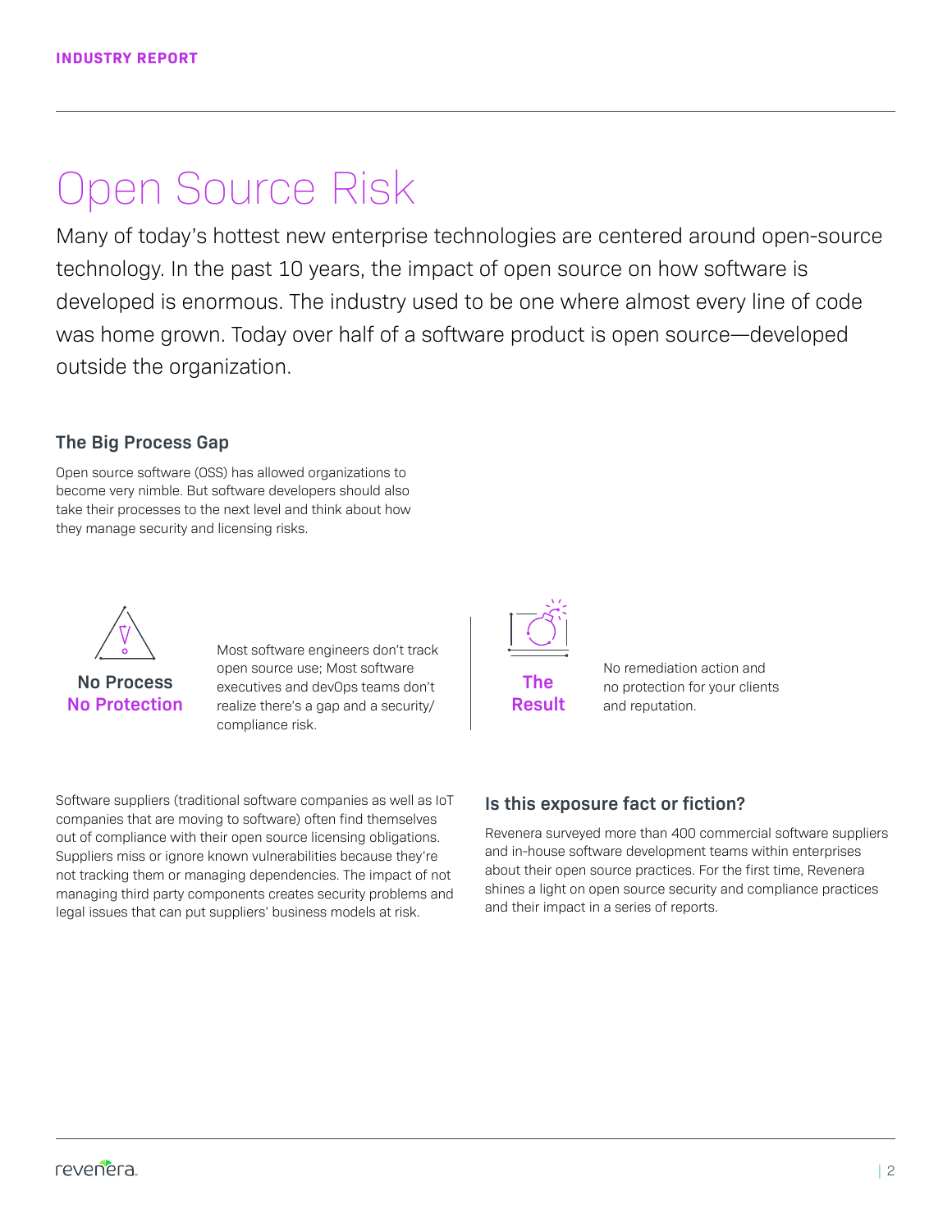# Open Source Risk

Many of today's hottest new enterprise technologies are centered around open-source technology. In the past 10 years, the impact of open source on how software is developed is enormous. The industry used to be one where almost every line of code was home grown. Today over half of a software product is open source—developed outside the organization.

## The Big Process Gap

Open source software (OSS) has allowed organizations to become very nimble. But software developers should also take their processes to the next level and think about how they manage security and licensing risks.

**No Process**
**No Protection**

Most software engineers don't track open source use; Most software executives and devOps teams don't realize there's a gap and a security/compliance risk.

**The Result**

No remediation action and no protection for your clients and reputation.

Software suppliers (traditional software companies as well as IoT companies that are moving to software) often find themselves out of compliance with their open source licensing obligations. Suppliers miss or ignore known vulnerabilities because they're not tracking them or managing dependencies. The impact of not managing third party components creates security problems and legal issues that can put suppliers' business models at risk.

## Is this exposure fact or fiction?

Revenera surveyed more than 400 commercial software suppliers and in-house software development teams within enterprises about their open source practices. For the first time, Revenera shines a light on open source security and compliance practices and their impact in a series of reports.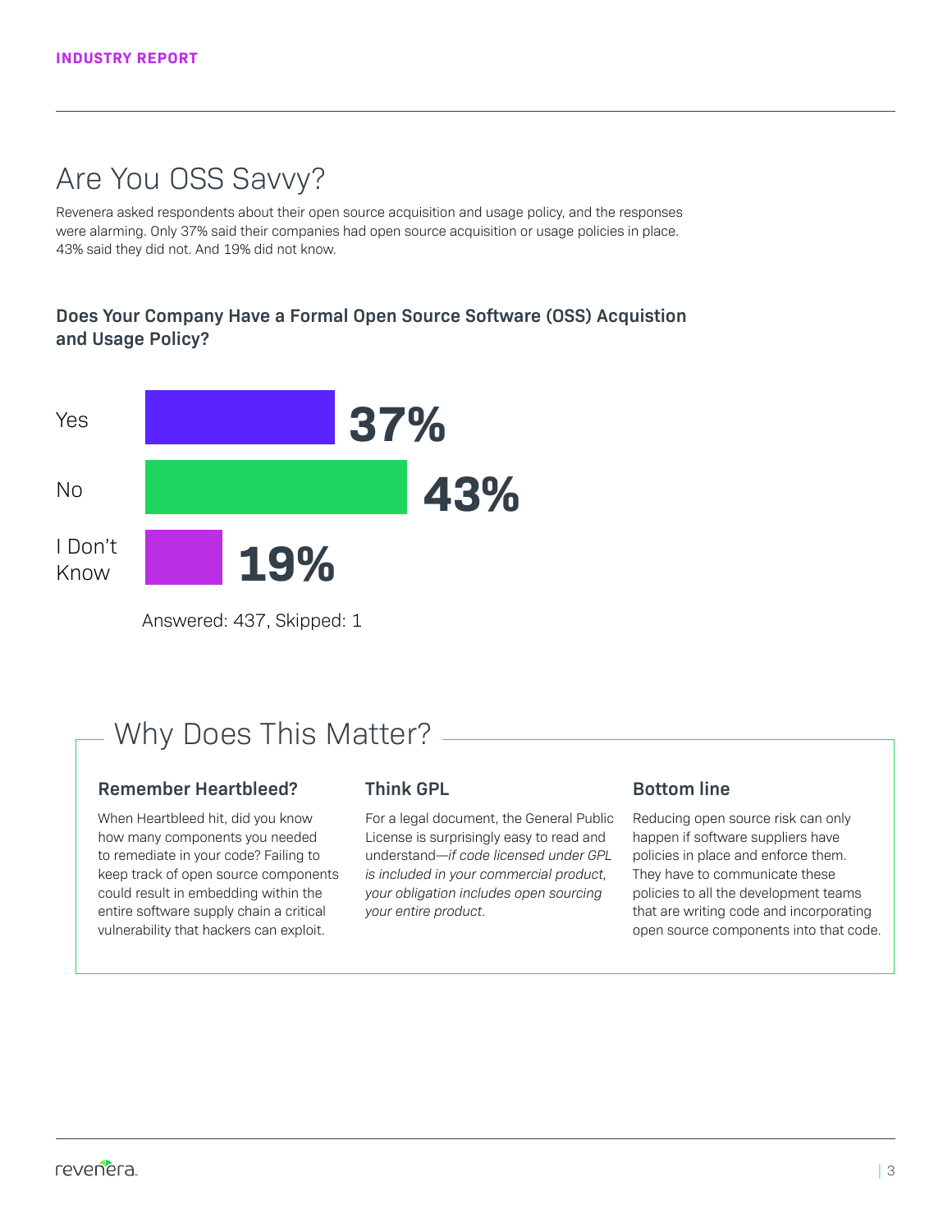INDUSTRY REPORT

# Are You OSS Savvy?

Revenera asked respondents about their open source acquisition and usage policy, and the responses were alarming. Only 37% said their companies had open source acquisition or usage policies in place. 43% said they did not. And 19% did not know.

### Does Your Company Have a Formal Open Source Software (OSS) Acquistion and Usage Policy?

| Response | Percentage |
| --- | --- |
| Yes | 37% |
| No | 43% |
| I Don't Know | 19% |

Answered: 437, Skipped: 1

## Why Does This Matter?

### Remember Heartbleed?

When Heartbleed hit, did you know how many components you needed to remediate in your code? Failing to keep track of open source components could result in embedding within the entire software supply chain a critical vulnerability that hackers can exploit.

### Think GPL

For a legal document, the General Public License is surprisingly easy to read and understand—*if code licensed under GPL is included in your commercial product, your obligation includes open sourcing your entire product.*

### Bottom line

Reducing open source risk can only happen if software suppliers have policies in place and enforce them. They have to communicate these policies to all the development teams that are writing code and incorporating open source components into that code.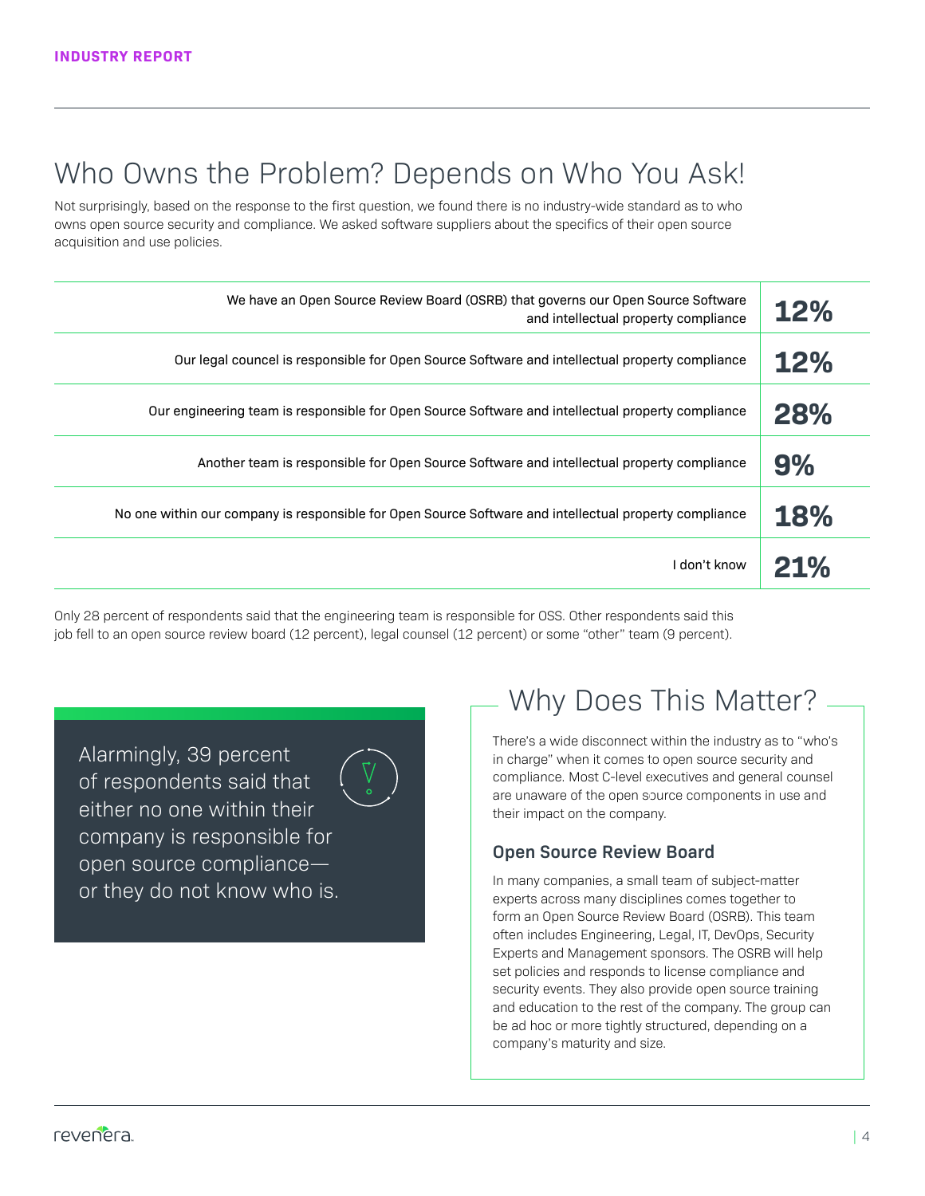# Who Owns the Problem? Depends on Who You Ask!

Not surprisingly, based on the response to the first question, we found there is no industry-wide standard as to who owns open source security and compliance. We asked software suppliers about the specifics of their open source acquisition and use policies.

| Response | Percent |
|---|---|
| We have an Open Source Review Board (OSRB) that governs our Open Source Software and intellectual property compliance | **12%** |
| Our legal council is responsible for Open Source Software and intellectual property compliance | **12%** |
| Our engineering team is responsible for Open Source Software and intellectual property compliance | **28%** |
| Another team is responsible for Open Source Software and intellectual property compliance | **9%** |
| No one within our company is responsible for Open Source Software and intellectual property compliance | **18%** |
| I don't know | **21%** |

Only 28 percent of respondents said that the engineering team is responsible for OSS. Other respondents said this job fell to an open source review board (12 percent), legal counsel (12 percent) or some "other" team (9 percent).

> Alarmingly, 39 percent of respondents said that either no one within their company is responsible for open source compliance—or they do not know who is.

## Why Does This Matter?

There's a wide disconnect within the industry as to "who's in charge" when it comes to open source security and compliance. Most C-level executives and general counsel are unaware of the open source components in use and their impact on the company.

### Open Source Review Board

In many companies, a small team of subject-matter experts across many disciplines comes together to form an Open Source Review Board (OSRB). This team often includes Engineering, Legal, IT, DevOps, Security Experts and Management sponsors. The OSRB will help set policies and responds to license compliance and security events. They also provide open source training and education to the rest of the company. The group can be ad hoc or more tightly structured, depending on a company's maturity and size.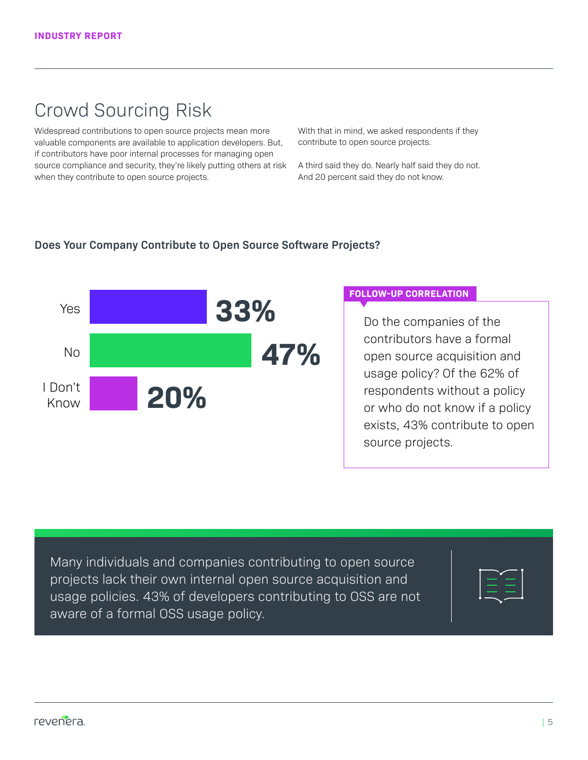## Crowd Sourcing Risk

Widespread contributions to open source projects mean more valuable components are available to application developers. But, if contributors have poor internal processes for managing open source compliance and security, they're likely putting others at risk when they contribute to open source projects.

With that in mind, we asked respondents if they contribute to open source projects.

A third said they do. Nearly half said they do not. And 20 percent said they do not know.

### Does Your Company Contribute to Open Source Software Projects?

| Response | Percentage |
| --- | --- |
| Yes | 33% |
| No | 47% |
| I Don't Know | 20% |

**FOLLOW-UP CORRELATION**

Do the companies of the contributors have a formal open source acquisition and usage policy? Of the 62% of respondents without a policy or who do not know if a policy exists, 43% contribute to open source projects.

Many individuals and companies contributing to open source projects lack their own internal open source acquisition and usage policies. 43% of developers contributing to OSS are not aware of a formal OSS usage policy.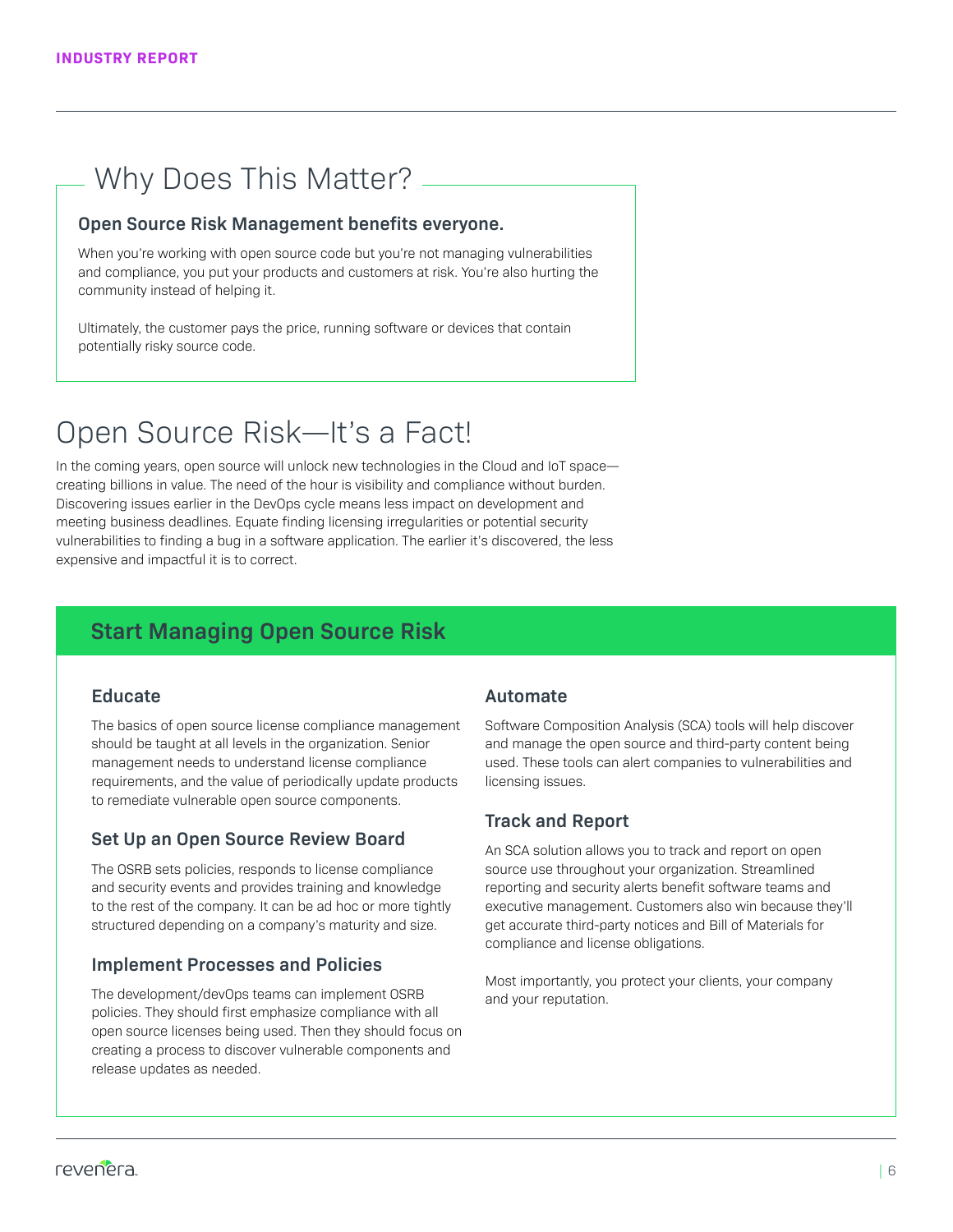## Why Does This Matter?

**Open Source Risk Management benefits everyone.**

When you're working with open source code but you're not managing vulnerabilities and compliance, you put your products and customers at risk. You're also hurting the community instead of helping it.

Ultimately, the customer pays the price, running software or devices that contain potentially risky source code.

# Open Source Risk—It's a Fact!

In the coming years, open source will unlock new technologies in the Cloud and IoT space—creating billions in value. The need of the hour is visibility and compliance without burden. Discovering issues earlier in the DevOps cycle means less impact on development and meeting business deadlines. Equate finding licensing irregularities or potential security vulnerabilities to finding a bug in a software application. The earlier it's discovered, the less expensive and impactful it is to correct.

## Start Managing Open Source Risk

### Educate

The basics of open source license compliance management should be taught at all levels in the organization. Senior management needs to understand license compliance requirements, and the value of periodically update products to remediate vulnerable open source components.

### Set Up an Open Source Review Board

The OSRB sets policies, responds to license compliance and security events and provides training and knowledge to the rest of the company. It can be ad hoc or more tightly structured depending on a company's maturity and size.

### Implement Processes and Policies

The development/devOps teams can implement OSRB policies. They should first emphasize compliance with all open source licenses being used. Then they should focus on creating a process to discover vulnerable components and release updates as needed.

### Automate

Software Composition Analysis (SCA) tools will help discover and manage the open source and third-party content being used. These tools can alert companies to vulnerabilities and licensing issues.

### Track and Report

An SCA solution allows you to track and report on open source use throughout your organization. Streamlined reporting and security alerts benefit software teams and executive management. Customers also win because they'll get accurate third-party notices and Bill of Materials for compliance and license obligations.

Most importantly, you protect your clients, your company and your reputation.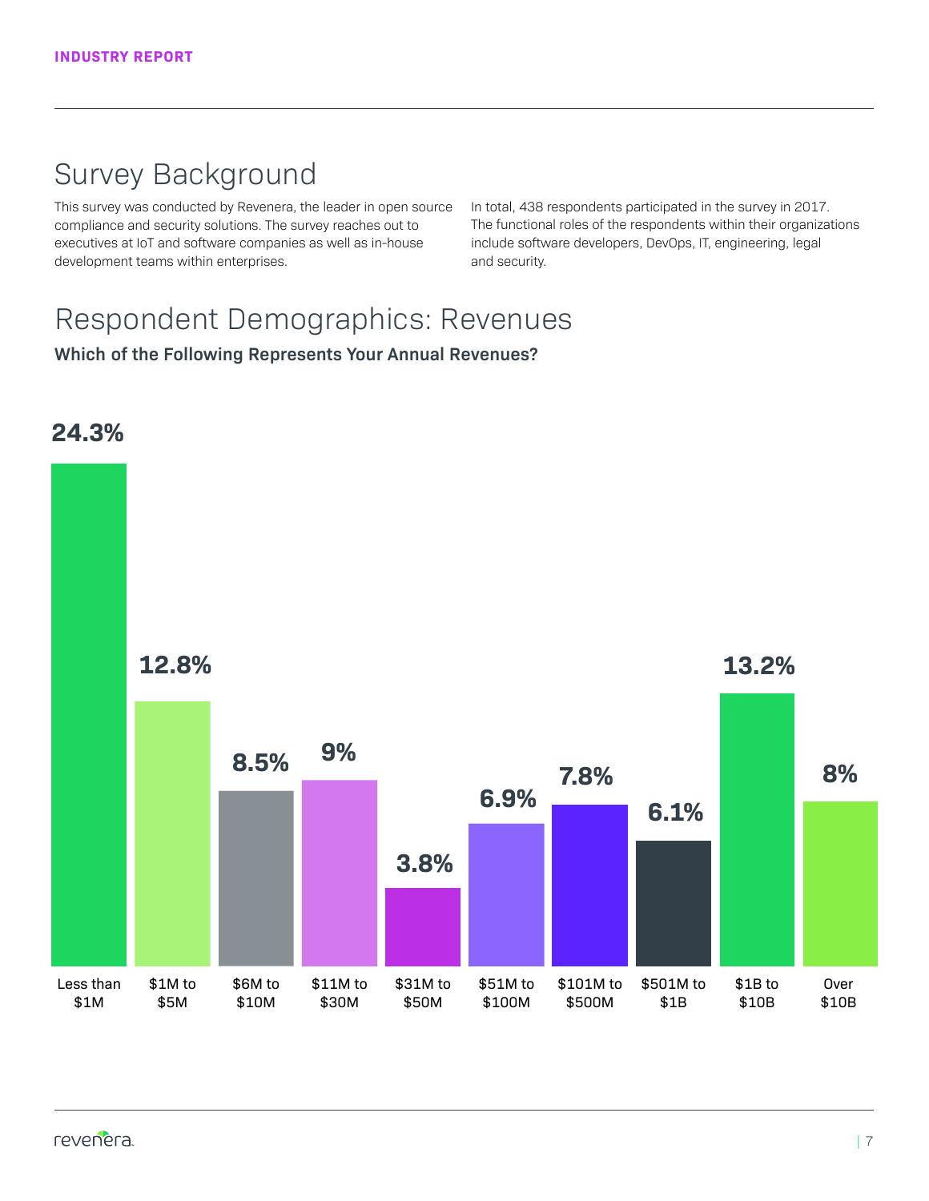## Survey Background

This survey was conducted by Revenera, the leader in open source compliance and security solutions. The survey reaches out to executives at IoT and software companies as well as in-house development teams within enterprises.

In total, 438 respondents participated in the survey in 2017. The functional roles of the respondents within their organizations include software developers, DevOps, IT, engineering, legal and security.

## Respondent Demographics: Revenues

**Which of the Following Represents Your Annual Revenues?**

| Annual Revenues | Percentage |
|---|---|
| Less than $1M | 24.3% |
| $1M to $5M | 12.8% |
| $6M to $10M | 8.5% |
| $11M to $30M | 9% |
| $31M to $50M | 3.8% |
| $51M to $100M | 6.9% |
| $101M to $500M | 7.8% |
| $501M to $1B | 6.1% |
| $1B to $10B | 13.2% |
| Over $10B | 8% |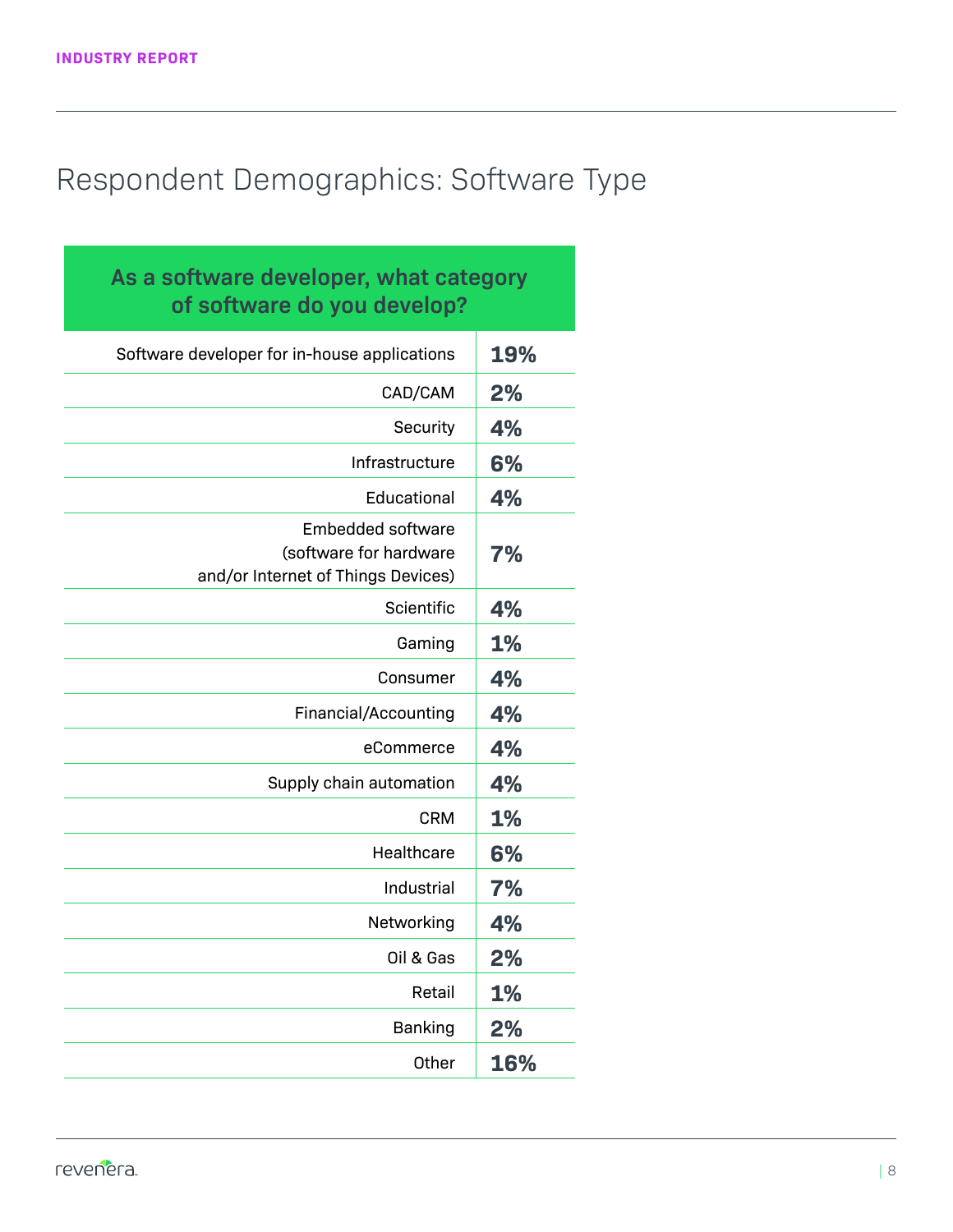# Respondent Demographics: Software Type

| As a software developer, what category of software do you develop? | |
|---|---|
| Software developer for in-house applications | **19%** |
| CAD/CAM | **2%** |
| Security | **4%** |
| Infrastructure | **6%** |
| Educational | **4%** |
| Embedded software (software for hardware and/or Internet of Things Devices) | **7%** |
| Scientific | **4%** |
| Gaming | **1%** |
| Consumer | **4%** |
| Financial/Accounting | **4%** |
| eCommerce | **4%** |
| Supply chain automation | **4%** |
| CRM | **1%** |
| Healthcare | **6%** |
| Industrial | **7%** |
| Networking | **4%** |
| Oil & Gas | **2%** |
| Retail | **1%** |
| Banking | **2%** |
| Other | **16%** |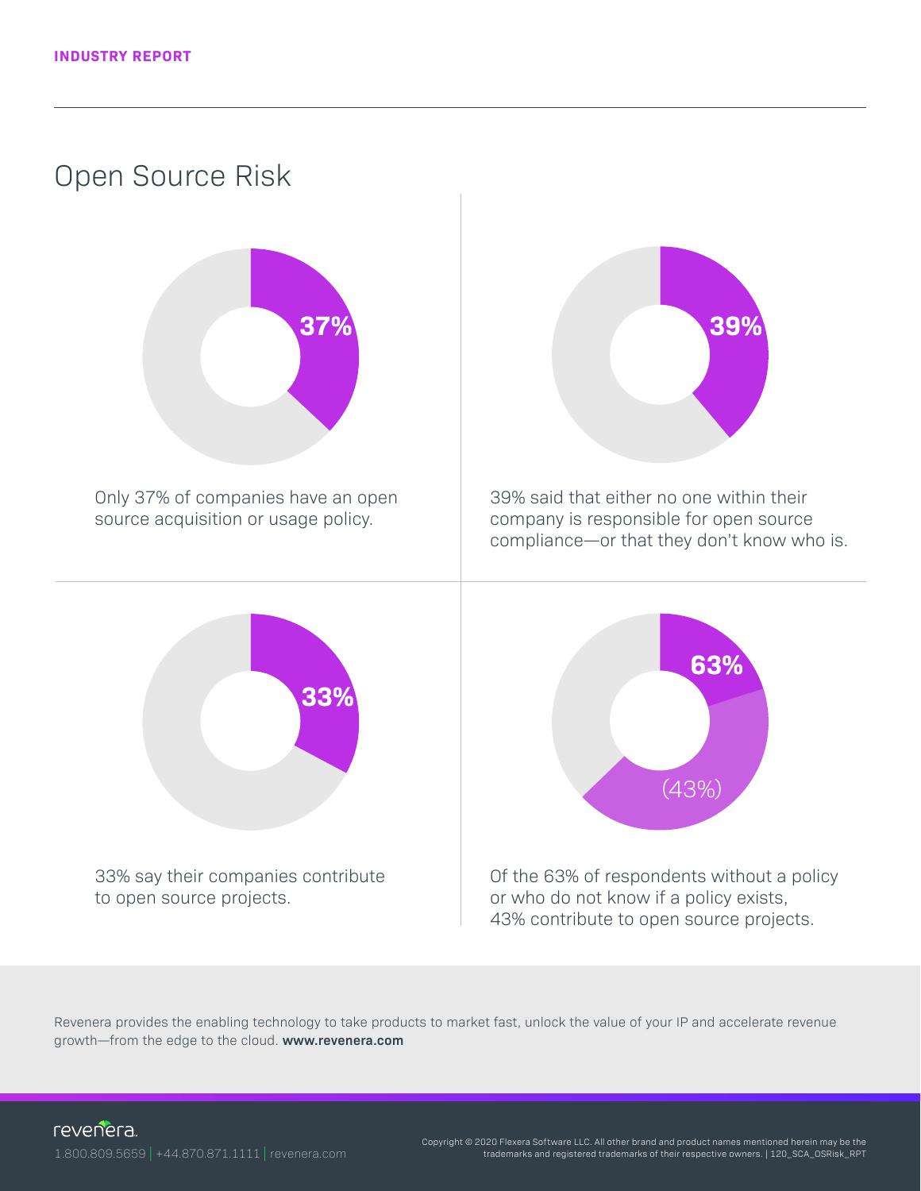INDUSTRY REPORT

# Open Source Risk

37%

Only 37% of companies have an open source acquisition or usage policy.

39%

39% said that either no one within their company is responsible for open source compliance—or that they don't know who is.

33%

33% say their companies contribute to open source projects.

63%

(43%)

Of the 63% of respondents without a policy or who do not know if a policy exists, 43% contribute to open source projects.

Revenera provides the enabling technology to take products to market fast, unlock the value of your IP and accelerate revenue growth—from the edge to the cloud. **www.revenera.com**

revenera.

1.800.809.5659 | +44.870.871.1111 | revenera.com

Copyright © 2020 Flexera Software LLC. All other brand and product names mentioned herein may be the trademarks and registered trademarks of their respective owners. | 120_SCA_OSRisk_RPT